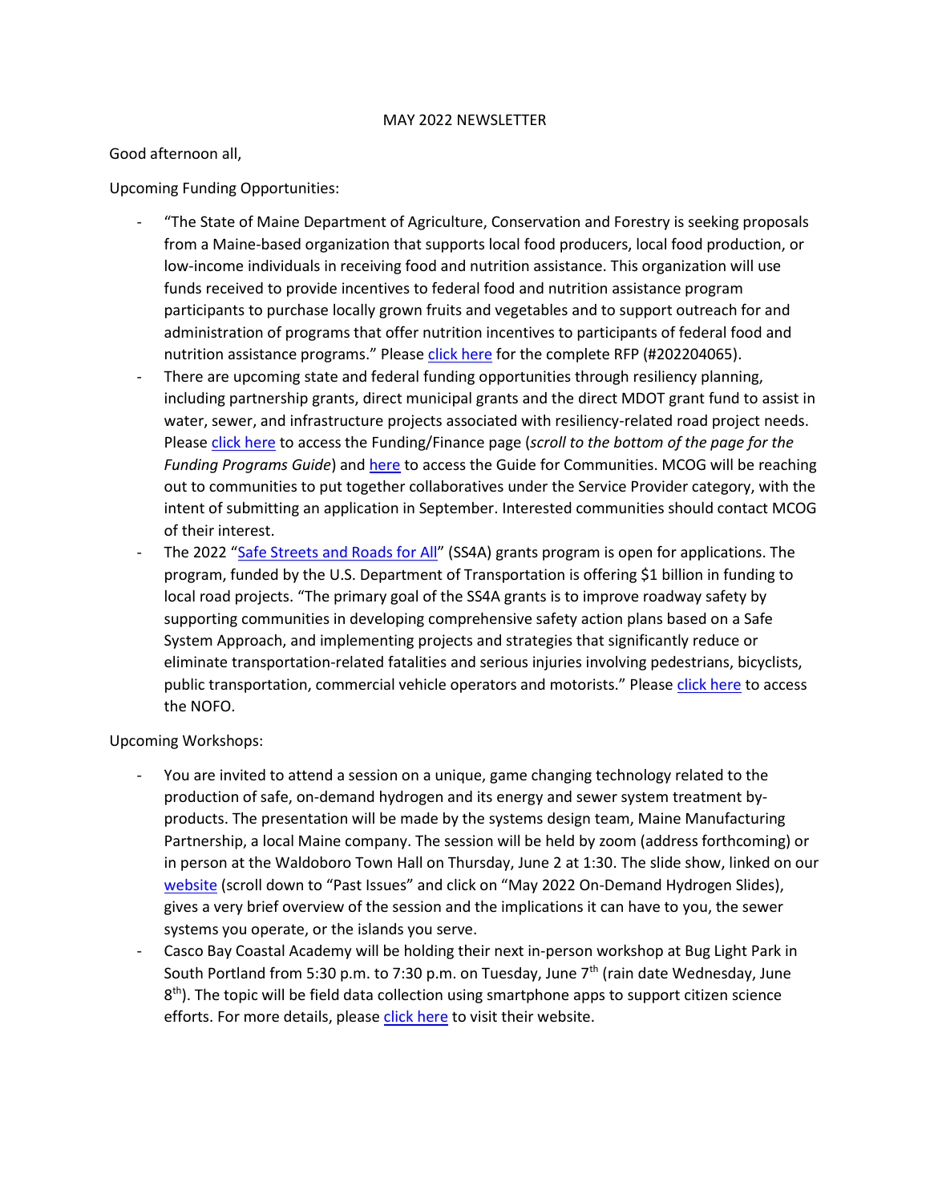MAY 2022 NEWSLETTER

Good afternoon all,

Upcoming Funding Opportunities:

- "The State of Maine Department of Agriculture, Conservation and Forestry is seeking proposals from a Maine-based organization that supports local food producers, local food production, or low-income individuals in receiving food and nutrition assistance. This organization will use funds received to provide incentives to federal food and nutrition assistance program participants to purchase locally grown fruits and vegetables and to support outreach for and administration of programs that offer nutrition incentives to participants of federal food and nutrition assistance programs." Please click here for the complete RFP (#202204065).
- There are upcoming state and federal funding opportunities through resiliency planning, including partnership grants, direct municipal grants and the direct MDOT grant fund to assist in water, sewer, and infrastructure projects associated with resiliency-related road project needs. Please click here to access the Funding/Finance page (*scroll to the bottom of the page for the Funding Programs Guide*) and here to access the Guide for Communities. MCOG will be reaching out to communities to put together collaboratives under the Service Provider category, with the intent of submitting an application in September. Interested communities should contact MCOG of their interest.
- The 2022 "Safe Streets and Roads for All" (SS4A) grants program is open for applications. The program, funded by the U.S. Department of Transportation is offering $1 billion in funding to local road projects. "The primary goal of the SS4A grants is to improve roadway safety by supporting communities in developing comprehensive safety action plans based on a Safe System Approach, and implementing projects and strategies that significantly reduce or eliminate transportation-related fatalities and serious injuries involving pedestrians, bicyclists, public transportation, commercial vehicle operators and motorists." Please click here to access the NOFO.

Upcoming Workshops:

- You are invited to attend a session on a unique, game changing technology related to the production of safe, on-demand hydrogen and its energy and sewer system treatment by-products. The presentation will be made by the systems design team, Maine Manufacturing Partnership, a local Maine company. The session will be held by zoom (address forthcoming) or in person at the Waldoboro Town Hall on Thursday, June 2 at 1:30. The slide show, linked on our website (scroll down to "Past Issues" and click on "May 2022 On-Demand Hydrogen Slides), gives a very brief overview of the session and the implications it can have to you, the sewer systems you operate, or the islands you serve.
- Casco Bay Coastal Academy will be holding their next in-person workshop at Bug Light Park in South Portland from 5:30 p.m. to 7:30 p.m. on Tuesday, June 7th (rain date Wednesday, June 8th). The topic will be field data collection using smartphone apps to support citizen science efforts. For more details, please click here to visit their website.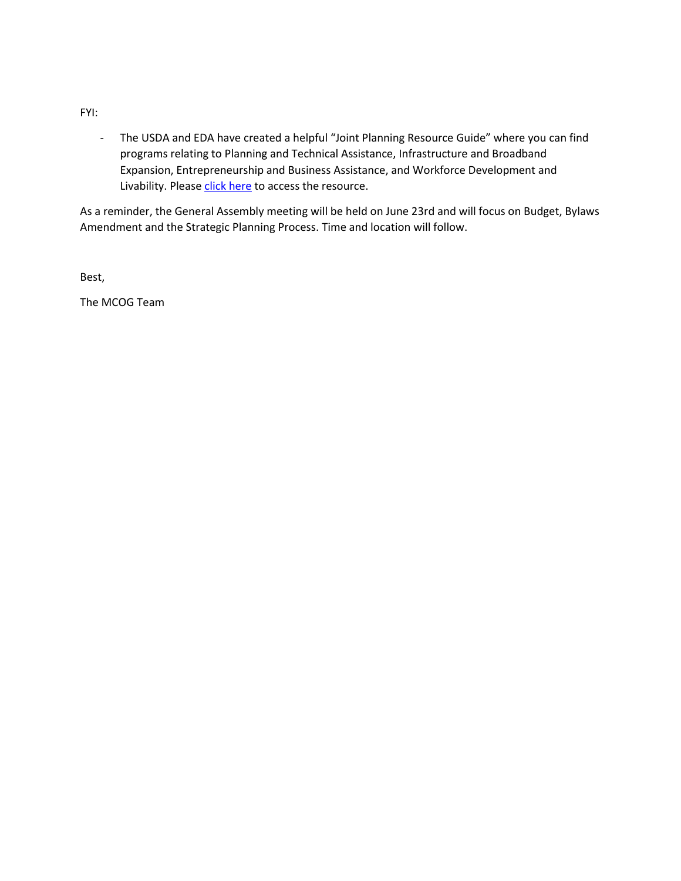FYI:

- The USDA and EDA have created a helpful "Joint Planning Resource Guide" where you can find programs relating to Planning and Technical Assistance, Infrastructure and Broadband Expansion, Entrepreneurship and Business Assistance, and Workforce Development and Livability. Please click here to access the resource.

As a reminder, the General Assembly meeting will be held on June 23rd and will focus on Budget, Bylaws Amendment and the Strategic Planning Process. Time and location will follow.

Best,

The MCOG Team